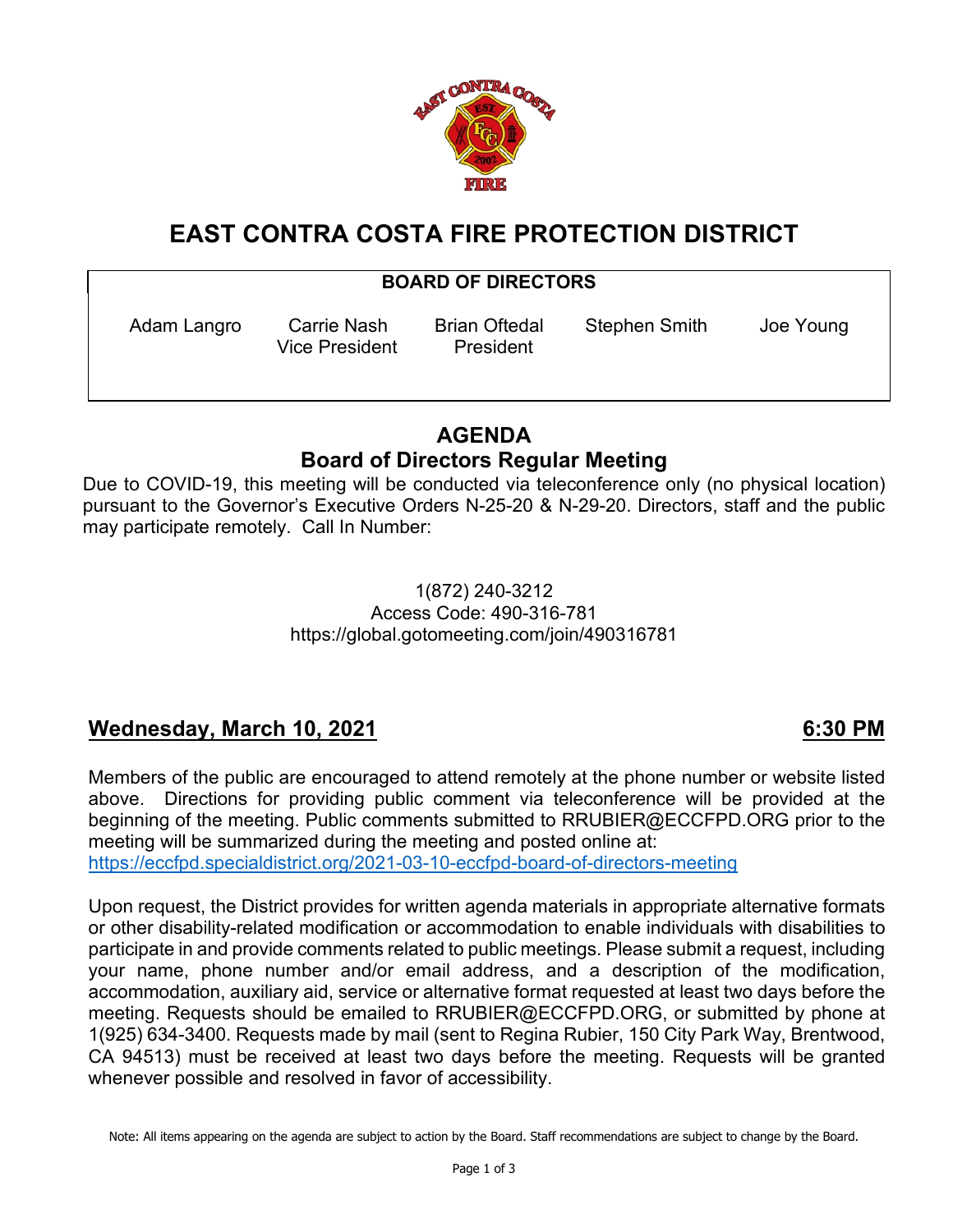# EAST CONTRA COSTA FIRE PROTECTION DISTRICT

**BOARD OF DIRECTORS**

| | | | | |
|---|---|---|---|---|
| Adam Langro | Carrie Nash<br>Vice President | Brian Oftedal<br>President | Stephen Smith | Joe Young |

## AGENDA
## Board of Directors Regular Meeting

Due to COVID-19, this meeting will be conducted via teleconference only (no physical location) pursuant to the Governor's Executive Orders N-25-20 & N-29-20. Directors, staff and the public may participate remotely. Call In Number:

1(872) 240-3212
Access Code: 490-316-781
https://global.gotomeeting.com/join/490316781

**Wednesday, March 10, 2021** **6:30 PM**

Members of the public are encouraged to attend remotely at the phone number or website listed above. Directions for providing public comment via teleconference will be provided at the beginning of the meeting. Public comments submitted to RRUBIER@ECCFPD.ORG prior to the meeting will be summarized during the meeting and posted online at: https://eccfpd.specialdistrict.org/2021-03-10-eccfpd-board-of-directors-meeting

Upon request, the District provides for written agenda materials in appropriate alternative formats or other disability-related modification or accommodation to enable individuals with disabilities to participate in and provide comments related to public meetings. Please submit a request, including your name, phone number and/or email address, and a description of the modification, accommodation, auxiliary aid, service or alternative format requested at least two days before the meeting. Requests should be emailed to RRUBIER@ECCFPD.ORG, or submitted by phone at 1(925) 634-3400. Requests made by mail (sent to Regina Rubier, 150 City Park Way, Brentwood, CA 94513) must be received at least two days before the meeting. Requests will be granted whenever possible and resolved in favor of accessibility.

Note: All items appearing on the agenda are subject to action by the Board. Staff recommendations are subject to change by the Board.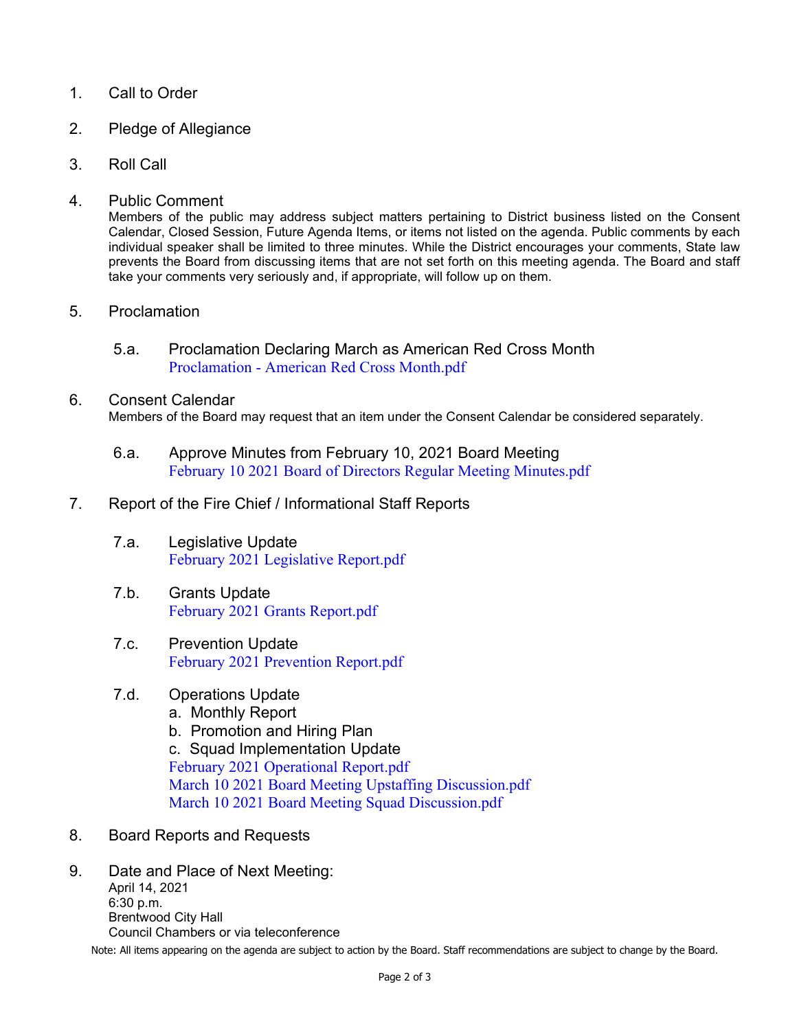1. Call to Order

2. Pledge of Allegiance

3. Roll Call

4. Public Comment

   Members of the public may address subject matters pertaining to District business listed on the Consent Calendar, Closed Session, Future Agenda Items, or items not listed on the agenda. Public comments by each individual speaker shall be limited to three minutes. While the District encourages your comments, State law prevents the Board from discussing items that are not set forth on this meeting agenda. The Board and staff take your comments very seriously and, if appropriate, will follow up on them.

5. Proclamation

   5.a. Proclamation Declaring March as American Red Cross Month
   Proclamation - American Red Cross Month.pdf

6. Consent Calendar

   Members of the Board may request that an item under the Consent Calendar be considered separately.

   6.a. Approve Minutes from February 10, 2021 Board Meeting
   February 10 2021 Board of Directors Regular Meeting Minutes.pdf

7. Report of the Fire Chief / Informational Staff Reports

   7.a. Legislative Update
   February 2021 Legislative Report.pdf

   7.b. Grants Update
   February 2021 Grants Report.pdf

   7.c. Prevention Update
   February 2021 Prevention Report.pdf

   7.d. Operations Update
   a. Monthly Report
   b. Promotion and Hiring Plan
   c. Squad Implementation Update
   February 2021 Operational Report.pdf
   March 10 2021 Board Meeting Upstaffing Discussion.pdf
   March 10 2021 Board Meeting Squad Discussion.pdf

8. Board Reports and Requests

9. Date and Place of Next Meeting:

   April 14, 2021
   6:30 p.m.
   Brentwood City Hall
   Council Chambers or via teleconference

Note: All items appearing on the agenda are subject to action by the Board. Staff recommendations are subject to change by the Board.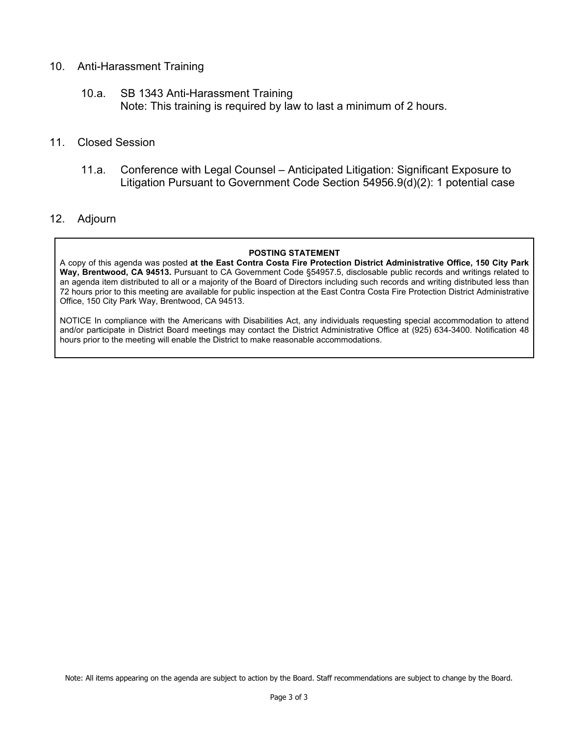10. Anti-Harassment Training

    10.a. SB 1343 Anti-Harassment Training
    Note: This training is required by law to last a minimum of 2 hours.

11. Closed Session

    11.a. Conference with Legal Counsel – Anticipated Litigation: Significant Exposure to Litigation Pursuant to Government Code Section 54956.9(d)(2): 1 potential case

12. Adjourn

**POSTING STATEMENT**

A copy of this agenda was posted **at the East Contra Costa Fire Protection District Administrative Office, 150 City Park Way, Brentwood, CA 94513.** Pursuant to CA Government Code §54957.5, disclosable public records and writings related to an agenda item distributed to all or a majority of the Board of Directors including such records and writing distributed less than 72 hours prior to this meeting are available for public inspection at the East Contra Costa Fire Protection District Administrative Office, 150 City Park Way, Brentwood, CA 94513.

NOTICE In compliance with the Americans with Disabilities Act, any individuals requesting special accommodation to attend and/or participate in District Board meetings may contact the District Administrative Office at (925) 634-3400. Notification 48 hours prior to the meeting will enable the District to make reasonable accommodations.

Note: All items appearing on the agenda are subject to action by the Board. Staff recommendations are subject to change by the Board.